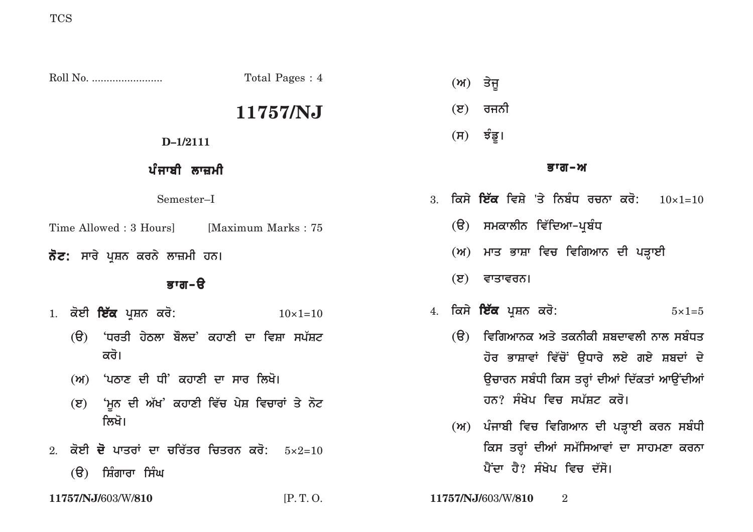Roll No. ........................ Total Pages : 4

# 11757/NJ

**D–1/2111**

## ਪੰਜਾਬੀ ਲਾਜ਼ਮੀ

Semester–I

Time Allowed : 3 Hours] [Maximum Marks : 75

**ਨੋਟ:** ਸਾਰੇ ਪ੍ਰਸ਼ਨ ਕਰਨੇ ਲਾਜ਼ਮੀ ਹਨ।

### ਭਾਗ-ੳ

1. ਕੋਈ **ਇੱਕ** ਪ੍ਰਸ਼ਨ ਕਰੋ: 10×1=10

   (ੳ) 'ਧਰਤੀ ਹੇਠਲਾ ਬੌਲਦ' ਕਹਾਣੀ ਦਾ ਵਿਸ਼ਾ ਸਪੱਸ਼ਟ ਕਰੋ।

   (ਅ) 'ਪਠਾਣ ਦੀ ਧੀ' ਕਹਾਣੀ ਦਾ ਸਾਰ ਲਿਖੋ।

   (ੲ) 'ਮੂਨ ਦੀ ਅੱਖ' ਕਹਾਣੀ ਵਿੱਚ ਪੇਸ਼ ਵਿਚਾਰਾਂ ਤੇ ਨੋਟ ਲਿਖੋ।

2. ਕੋਈ **ਦੋ** ਪਾਤਰਾਂ ਦਾ ਚਰਿੱਤਰ ਚਿਤਰਨ ਕਰੋ: 5×2=10

   (ੳ) ਸ਼ਿੰਗਾਰਾ ਸਿੰਘ

   (ਅ) ਤੇਜੂ

   (ੲ) ਰਜਨੀ

   (ਸ) ਝੰਡੂ।

### ਭਾਗ-ਅ

3. ਕਿਸੇ **ਇੱਕ** ਵਿਸ਼ੇ 'ਤੇ ਨਿਬੰਧ ਰਚਨਾ ਕਰੋ: 10×1=10

   (ੳ) ਸਮਕਾਲੀਨ ਵਿੱਦਿਆ-ਪ੍ਰਬੰਧ

   (ਅ) ਮਾਤ ਭਾਸ਼ਾ ਵਿਚ ਵਿਗਿਆਨ ਦੀ ਪੜ੍ਹਾਈ

   (ੲ) ਵਾਤਾਵਰਨ।

4. ਕਿਸੇ **ਇੱਕ** ਪ੍ਰਸ਼ਨ ਕਰੋ: 5×1=5

   (ੳ) ਵਿਗਿਆਨਕ ਅਤੇ ਤਕਨੀਕੀ ਸ਼ਬਦਾਵਲੀ ਨਾਲ ਸਬੰਧਤ ਹੋਰ ਭਾਸ਼ਾਵਾਂ ਵਿੱਚੋਂ ਉਧਾਰੇ ਲਏ ਗਏ ਸ਼ਬਦਾਂ ਦੇ ਉਚਾਰਨ ਸਬੰਧੀ ਕਿਸ ਤਰ੍ਹਾਂ ਦੀਆਂ ਦਿੱਕਤਾਂ ਆਉਂਦੀਆਂ ਹਨ? ਸੰਖੇਪ ਵਿਚ ਸਪੱਸ਼ਟ ਕਰੋ।

   (ਅ) ਪੰਜਾਬੀ ਵਿਚ ਵਿਗਿਆਨ ਦੀ ਪੜ੍ਹਾਈ ਕਰਨ ਸਬੰਧੀ ਕਿਸ ਤਰ੍ਹਾਂ ਦੀਆਂ ਸਮੱਸਿਆਵਾਂ ਦਾ ਸਾਹਮਣਾ ਕਰਨਾ ਪੈਂਦਾ ਹੈ? ਸੰਖੇਪ ਵਿਚ ਦੱਸੋ।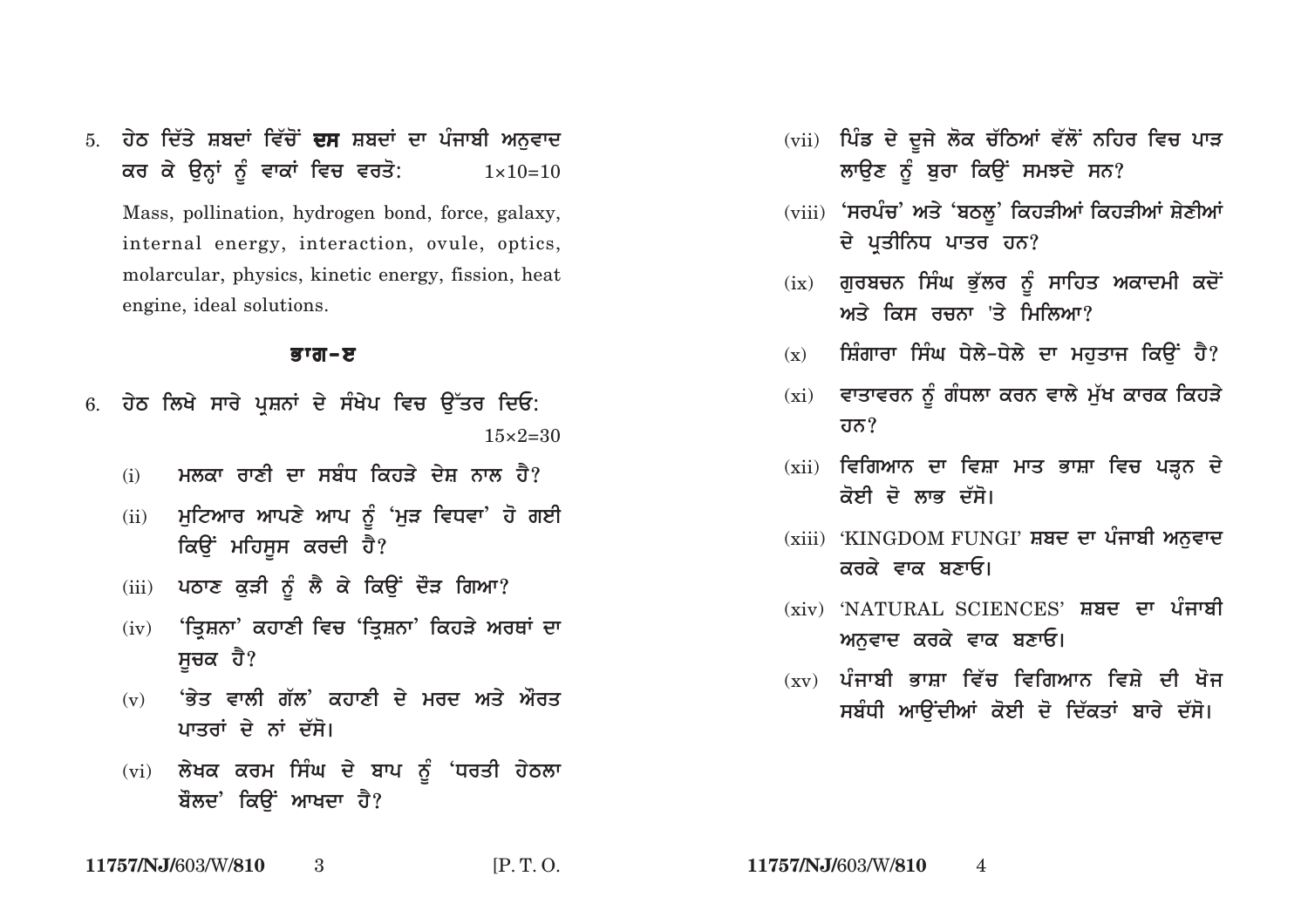5. ਹੇਠ ਦਿੱਤੇ ਸ਼ਬਦਾਂ ਵਿੱਚੋਂ **ਦਸ** ਸ਼ਬਦਾਂ ਦਾ ਪੰਜਾਬੀ ਅਨੁਵਾਦ ਕਰ ਕੇ ਉਨ੍ਹਾਂ ਨੂੰ ਵਾਕਾਂ ਵਿਚ ਵਰਤੋ: $1 \times 10 = 10$

   Mass, pollination, hydrogen bond, force, galaxy, internal energy, interaction, ovule, optics, molarcular, physics, kinetic energy, fission, heat engine, ideal solutions.

## ਭਾਗ-ੲ

6. ਹੇਠ ਲਿਖੇ ਸਾਰੇ ਪ੍ਰਸ਼ਨਾਂ ਦੇ ਸੰਖੇਪ ਵਿਚ ਉੱਤਰ ਦਿਓ: $15 \times 2 = 30$

   (i) ਮਲਕਾ ਰਾਣੀ ਦਾ ਸਬੰਧ ਕਿਹੜੇ ਦੇਸ਼ ਨਾਲ ਹੈ?

   (ii) ਮੁਟਿਆਰ ਆਪਣੇ ਆਪ ਨੂੰ 'ਮੁੜ ਵਿਧਵਾ' ਹੋ ਗਈ ਕਿਉਂ ਮਹਿਸੂਸ ਕਰਦੀ ਹੈ?

   (iii) ਪਠਾਣ ਕੁੜੀ ਨੂੰ ਲੈ ਕੇ ਕਿਉਂ ਦੌੜ ਗਿਆ?

   (iv) 'ਤ੍ਰਿਸ਼ਨਾ' ਕਹਾਣੀ ਵਿਚ 'ਤ੍ਰਿਸ਼ਨਾ' ਕਿਹੜੇ ਅਰਥਾਂ ਦਾ ਸੂਚਕ ਹੈ?

   (v) 'ਭੇਤ ਵਾਲੀ ਗੱਲ' ਕਹਾਣੀ ਦੇ ਮਰਦ ਅਤੇ ਔਰਤ ਪਾਤਰਾਂ ਦੇ ਨਾਂ ਦੱਸੋ।

   (vi) ਲੇਖਕ ਕਰਮ ਸਿੰਘ ਦੇ ਬਾਪ ਨੂੰ 'ਧਰਤੀ ਹੇਠਲਾ ਬੌਲਦ' ਕਿਉਂ ਆਖਦਾ ਹੈ?

   (vii) ਪਿੰਡ ਦੇ ਦੂਜੇ ਲੋਕ ਚੱਠਿਆਂ ਵੱਲੋਂ ਨਹਿਰ ਵਿਚ ਪਾੜ ਲਾਉਣ ਨੂੰ ਬੁਰਾ ਕਿਉਂ ਸਮਝਦੇ ਸਨ?

   (viii) 'ਸਰਪੰਚ' ਅਤੇ 'ਬਠਲੂ' ਕਿਹੜੀਆਂ ਕਿਹੜੀਆਂ ਸ਼ੇਣੀਆਂ ਦੇ ਪ੍ਰਤੀਨਿਧ ਪਾਤਰ ਹਨ?

   (ix) ਗੁਰਬਚਨ ਸਿੰਘ ਭੁੱਲਰ ਨੂੰ ਸਾਹਿਤ ਅਕਾਦਮੀ ਕਦੋਂ ਅਤੇ ਕਿਸ ਰਚਨਾ 'ਤੇ ਮਿਲਿਆ?

   (x) ਸ਼ਿੰਗਾਰਾ ਸਿੰਘ ਧੇਲੇ-ਧੇਲੇ ਦਾ ਮਹੁਤਾਜ ਕਿਉਂ ਹੈ?

   (xi) ਵਾਤਾਵਰਨ ਨੂੰ ਗੰਧਲਾ ਕਰਨ ਵਾਲੇ ਮੁੱਖ ਕਾਰਕ ਕਿਹੜੇ ਹਨ?

   (xii) ਵਿਗਿਆਨ ਦਾ ਵਿਸ਼ਾ ਮਾਤ ਭਾਸ਼ਾ ਵਿਚ ਪੜ੍ਹਨ ਦੇ ਕੋਈ ਦੋ ਲਾਭ ਦੱਸੋ।

   (xiii) 'KINGDOM FUNGI' ਸ਼ਬਦ ਦਾ ਪੰਜਾਬੀ ਅਨੁਵਾਦ ਕਰਕੇ ਵਾਕ ਬਣਾਓ।

   (xiv) 'NATURAL SCIENCES' ਸ਼ਬਦ ਦਾ ਪੰਜਾਬੀ ਅਨੁਵਾਦ ਕਰਕੇ ਵਾਕ ਬਣਾਓ।

   (xv) ਪੰਜਾਬੀ ਭਾਸ਼ਾ ਵਿੱਚ ਵਿਗਿਆਨ ਵਿਸ਼ੇ ਦੀ ਖੋਜ ਸਬੰਧੀ ਆਉਂਦੀਆਂ ਕੋਈ ਦੋ ਦਿੱਕਤਾਂ ਬਾਰੇ ਦੱਸੋ।